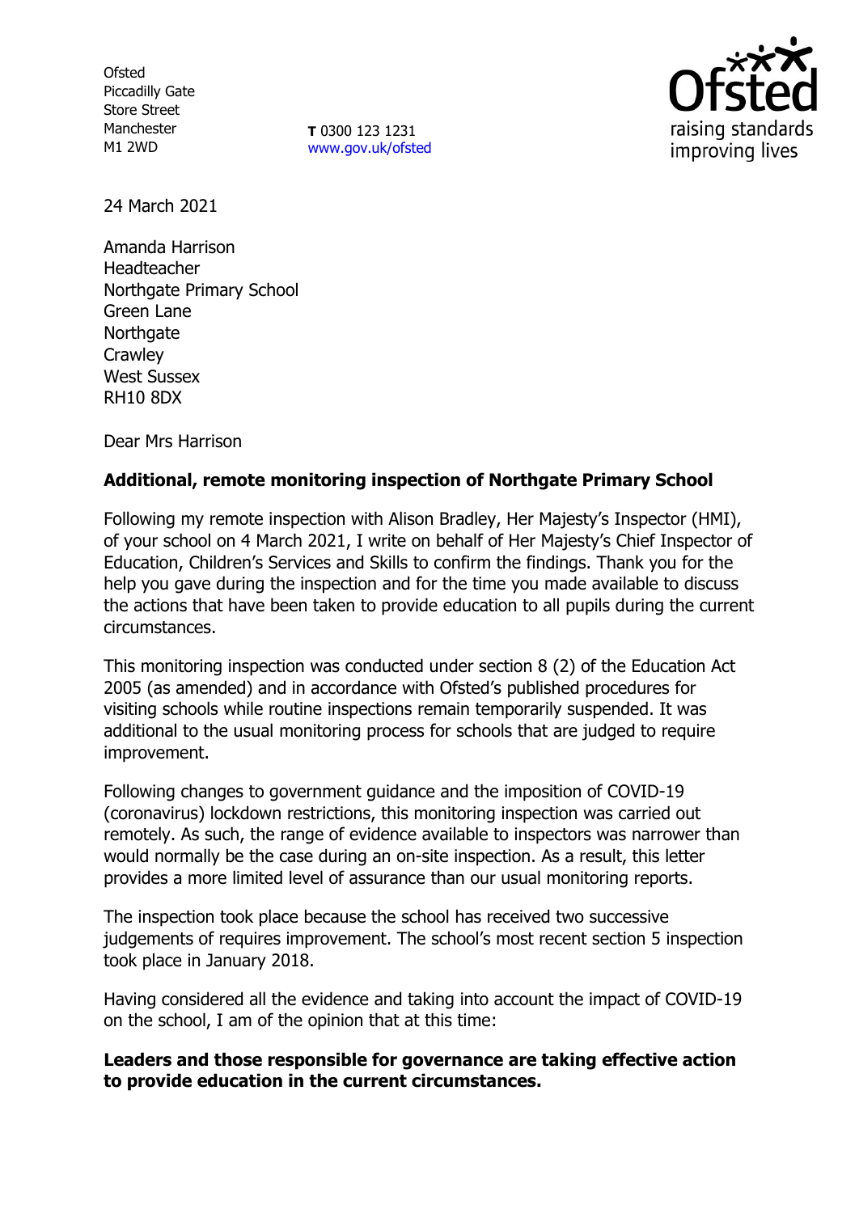Ofsted
Piccadilly Gate
Store Street
Manchester
M1 2WD

**T** 0300 123 1231
www.gov.uk/ofsted

24 March 2021

Amanda Harrison
Headteacher
Northgate Primary School
Green Lane
Northgate
Crawley
West Sussex
RH10 8DX

Dear Mrs Harrison

**Additional, remote monitoring inspection of Northgate Primary School**

Following my remote inspection with Alison Bradley, Her Majesty's Inspector (HMI), of your school on 4 March 2021, I write on behalf of Her Majesty's Chief Inspector of Education, Children's Services and Skills to confirm the findings. Thank you for the help you gave during the inspection and for the time you made available to discuss the actions that have been taken to provide education to all pupils during the current circumstances.

This monitoring inspection was conducted under section 8 (2) of the Education Act 2005 (as amended) and in accordance with Ofsted's published procedures for visiting schools while routine inspections remain temporarily suspended. It was additional to the usual monitoring process for schools that are judged to require improvement.

Following changes to government guidance and the imposition of COVID-19 (coronavirus) lockdown restrictions, this monitoring inspection was carried out remotely. As such, the range of evidence available to inspectors was narrower than would normally be the case during an on-site inspection. As a result, this letter provides a more limited level of assurance than our usual monitoring reports.

The inspection took place because the school has received two successive judgements of requires improvement. The school's most recent section 5 inspection took place in January 2018.

Having considered all the evidence and taking into account the impact of COVID-19 on the school, I am of the opinion that at this time:

**Leaders and those responsible for governance are taking effective action to provide education in the current circumstances.**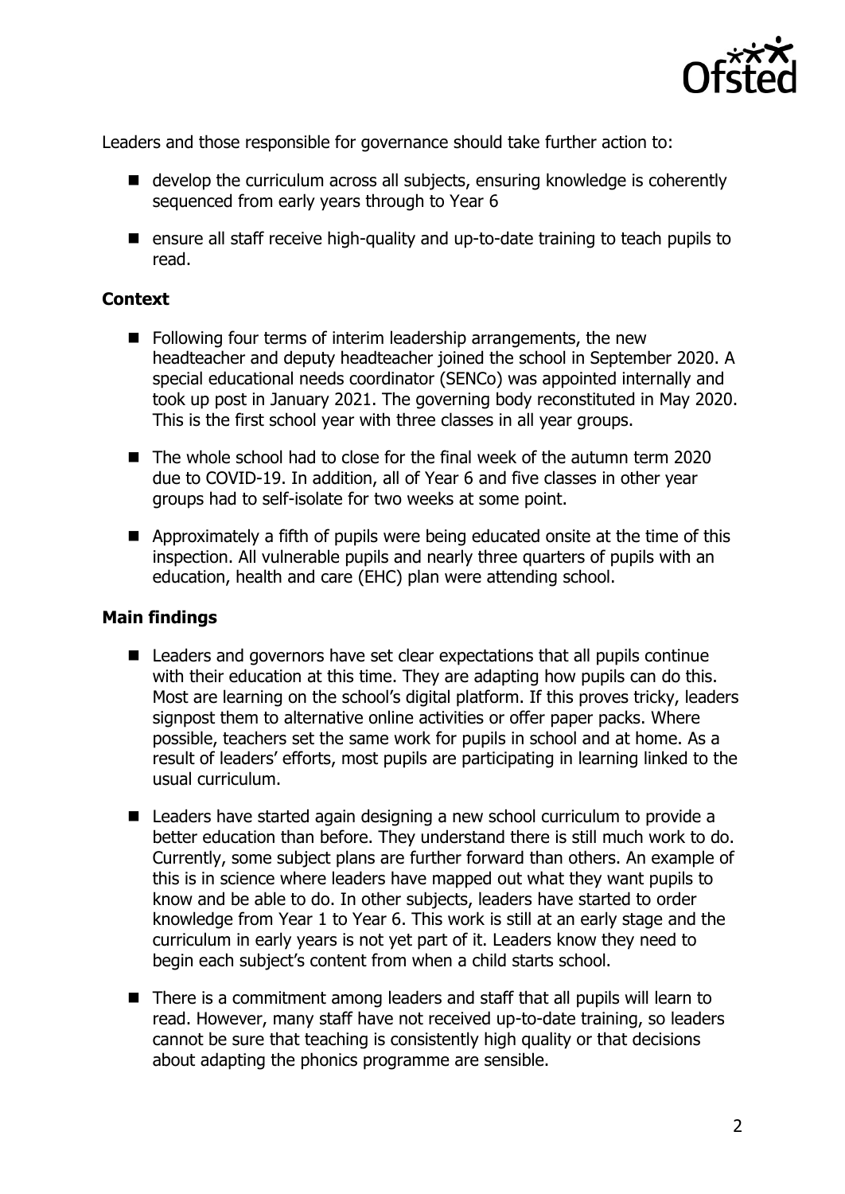Leaders and those responsible for governance should take further action to:

- develop the curriculum across all subjects, ensuring knowledge is coherently sequenced from early years through to Year 6
- ensure all staff receive high-quality and up-to-date training to teach pupils to read.

**Context**

- Following four terms of interim leadership arrangements, the new headteacher and deputy headteacher joined the school in September 2020. A special educational needs coordinator (SENCo) was appointed internally and took up post in January 2021. The governing body reconstituted in May 2020. This is the first school year with three classes in all year groups.
- The whole school had to close for the final week of the autumn term 2020 due to COVID-19. In addition, all of Year 6 and five classes in other year groups had to self-isolate for two weeks at some point.
- Approximately a fifth of pupils were being educated onsite at the time of this inspection. All vulnerable pupils and nearly three quarters of pupils with an education, health and care (EHC) plan were attending school.

**Main findings**

- Leaders and governors have set clear expectations that all pupils continue with their education at this time. They are adapting how pupils can do this. Most are learning on the school's digital platform. If this proves tricky, leaders signpost them to alternative online activities or offer paper packs. Where possible, teachers set the same work for pupils in school and at home. As a result of leaders' efforts, most pupils are participating in learning linked to the usual curriculum.
- Leaders have started again designing a new school curriculum to provide a better education than before. They understand there is still much work to do. Currently, some subject plans are further forward than others. An example of this is in science where leaders have mapped out what they want pupils to know and be able to do. In other subjects, leaders have started to order knowledge from Year 1 to Year 6. This work is still at an early stage and the curriculum in early years is not yet part of it. Leaders know they need to begin each subject's content from when a child starts school.
- There is a commitment among leaders and staff that all pupils will learn to read. However, many staff have not received up-to-date training, so leaders cannot be sure that teaching is consistently high quality or that decisions about adapting the phonics programme are sensible.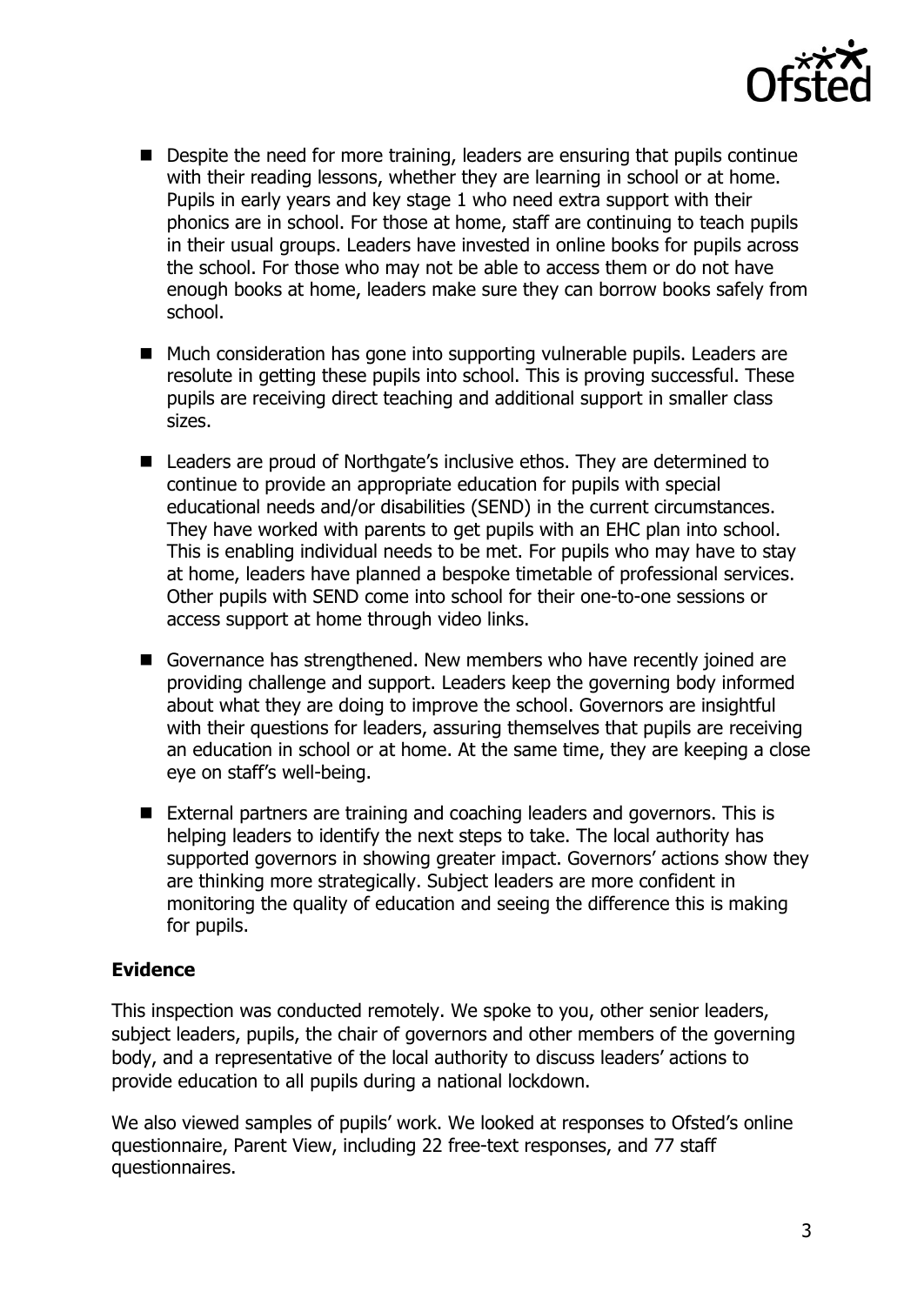- Despite the need for more training, leaders are ensuring that pupils continue with their reading lessons, whether they are learning in school or at home. Pupils in early years and key stage 1 who need extra support with their phonics are in school. For those at home, staff are continuing to teach pupils in their usual groups. Leaders have invested in online books for pupils across the school. For those who may not be able to access them or do not have enough books at home, leaders make sure they can borrow books safely from school.
- Much consideration has gone into supporting vulnerable pupils. Leaders are resolute in getting these pupils into school. This is proving successful. These pupils are receiving direct teaching and additional support in smaller class sizes.
- Leaders are proud of Northgate's inclusive ethos. They are determined to continue to provide an appropriate education for pupils with special educational needs and/or disabilities (SEND) in the current circumstances. They have worked with parents to get pupils with an EHC plan into school. This is enabling individual needs to be met. For pupils who may have to stay at home, leaders have planned a bespoke timetable of professional services. Other pupils with SEND come into school for their one-to-one sessions or access support at home through video links.
- Governance has strengthened. New members who have recently joined are providing challenge and support. Leaders keep the governing body informed about what they are doing to improve the school. Governors are insightful with their questions for leaders, assuring themselves that pupils are receiving an education in school or at home. At the same time, they are keeping a close eye on staff's well-being.
- External partners are training and coaching leaders and governors. This is helping leaders to identify the next steps to take. The local authority has supported governors in showing greater impact. Governors' actions show they are thinking more strategically. Subject leaders are more confident in monitoring the quality of education and seeing the difference this is making for pupils.

**Evidence**

This inspection was conducted remotely. We spoke to you, other senior leaders, subject leaders, pupils, the chair of governors and other members of the governing body, and a representative of the local authority to discuss leaders' actions to provide education to all pupils during a national lockdown.

We also viewed samples of pupils' work. We looked at responses to Ofsted's online questionnaire, Parent View, including 22 free-text responses, and 77 staff questionnaires.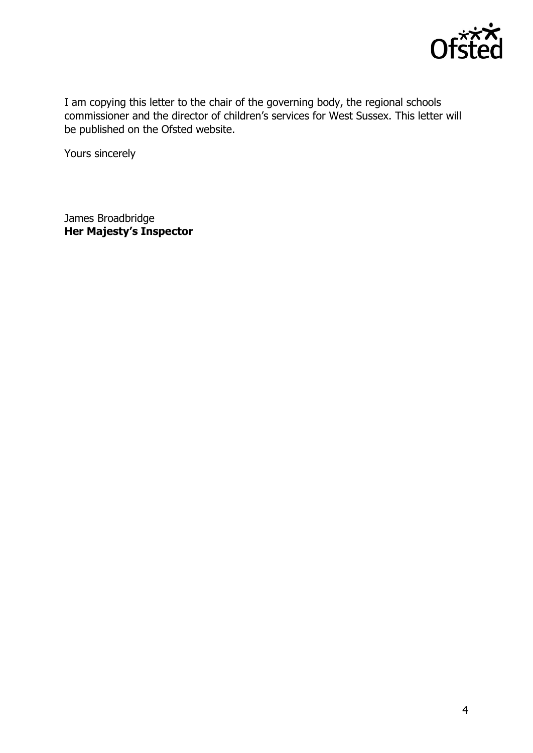I am copying this letter to the chair of the governing body, the regional schools commissioner and the director of children's services for West Sussex. This letter will be published on the Ofsted website.

Yours sincerely

James Broadbridge
**Her Majesty's Inspector**